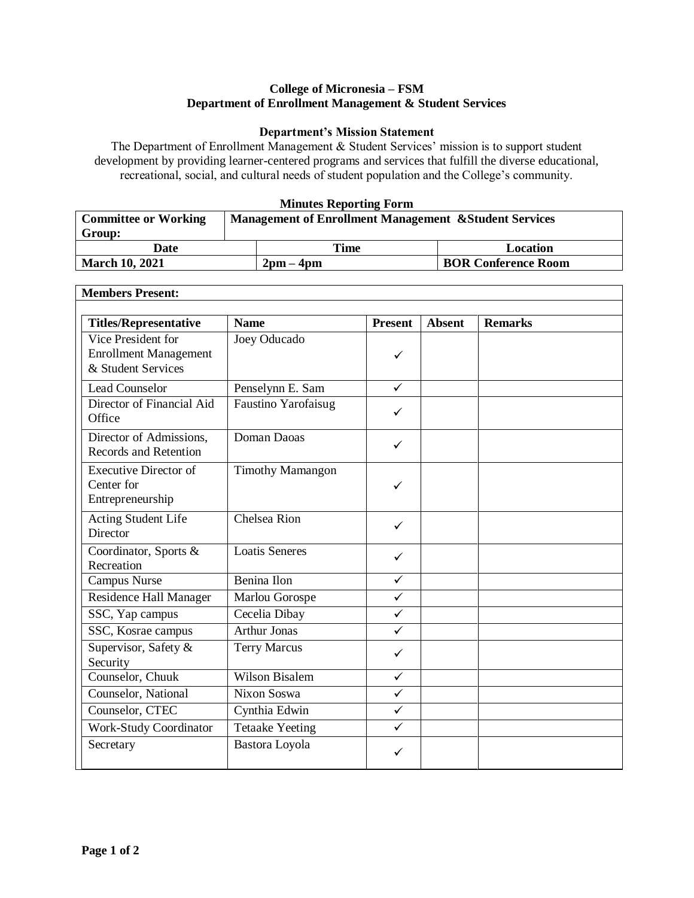**College of Micronesia – FSM**
**Department of Enrollment Management & Student Services**

**Department's Mission Statement**

The Department of Enrollment Management & Student Services' mission is to support student development by providing learner-centered programs and services that fulfill the diverse educational, recreational, social, and cultural needs of student population and the College's community.

**Minutes Reporting Form**

| **Committee or Working Group:** | **Management of Enrollment Management &Student Services** | |
|---|---|---|
| **Date** | **Time** | **Location** |
| **March 10, 2021** | **2pm – 4pm** | **BOR Conference Room** |

**Members Present:**

| **Titles/Representative** | **Name** | **Present** | **Absent** | **Remarks** |
|---|---|---|---|---|
| Vice President for Enrollment Management & Student Services | Joey Oducado | ✓ | | |
| Lead Counselor | Penselynn E. Sam | ✓ | | |
| Director of Financial Aid Office | Faustino Yarofaisug | ✓ | | |
| Director of Admissions, Records and Retention | Doman Daoas | ✓ | | |
| Executive Director of Center for Entrepreneurship | Timothy Mamangon | ✓ | | |
| Acting Student Life Director | Chelsea Rion | ✓ | | |
| Coordinator, Sports & Recreation | Loatis Seneres | ✓ | | |
| Campus Nurse | Benina Ilon | ✓ | | |
| Residence Hall Manager | Marlou Gorospe | ✓ | | |
| SSC, Yap campus | Cecelia Dibay | ✓ | | |
| SSC, Kosrae campus | Arthur Jonas | ✓ | | |
| Supervisor, Safety & Security | Terry Marcus | ✓ | | |
| Counselor, Chuuk | Wilson Bisalem | ✓ | | |
| Counselor, National | Nixon Soswa | ✓ | | |
| Counselor, CTEC | Cynthia Edwin | ✓ | | |
| Work-Study Coordinator | Tetaake Yeeting | ✓ | | |
| Secretary | Bastora Loyola | ✓ | | |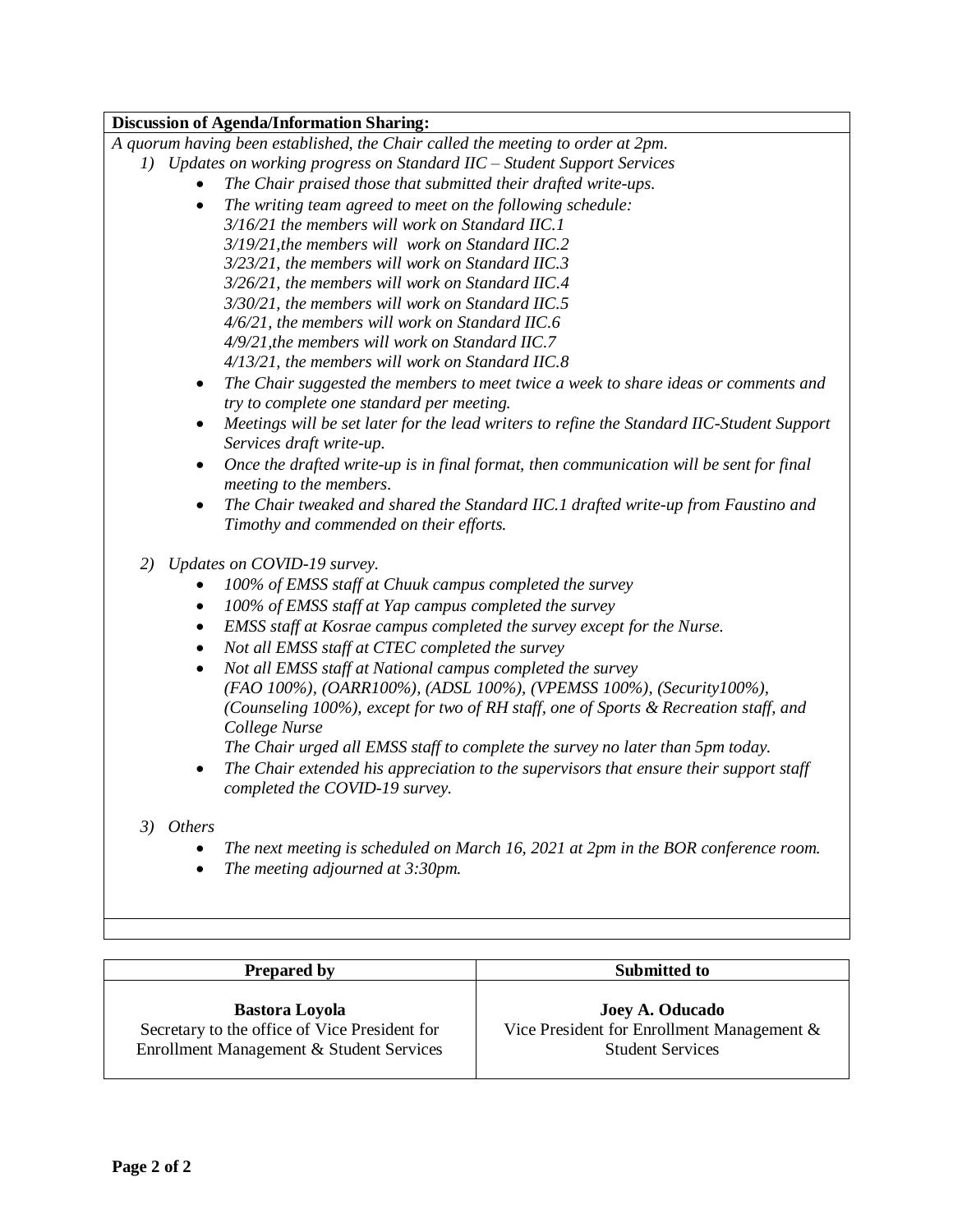**Discussion of Agenda/Information Sharing:**

*A quorum having been established, the Chair called the meeting to order at 2pm.*

1) *Updates on working progress on Standard IIC – Student Support Services*
   - *The Chair praised those that submitted their drafted write-ups.*
   - *The writing team agreed to meet on the following schedule:*
     *3/16/21 the members will work on Standard IIC.1*
     *3/19/21,the members will work on Standard IIC.2*
     *3/23/21, the members will work on Standard IIC.3*
     *3/26/21, the members will work on Standard IIC.4*
     *3/30/21, the members will work on Standard IIC.5*
     *4/6/21, the members will work on Standard IIC.6*
     *4/9/21,the members will work on Standard IIC.7*
     *4/13/21, the members will work on Standard IIC.8*
   - *The Chair suggested the members to meet twice a week to share ideas or comments and try to complete one standard per meeting.*
   - *Meetings will be set later for the lead writers to refine the Standard IIC-Student Support Services draft write-up.*
   - *Once the drafted write-up is in final format, then communication will be sent for final meeting to the members.*
   - *The Chair tweaked and shared the Standard IIC.1 drafted write-up from Faustino and Timothy and commended on their efforts.*

2) *Updates on COVID-19 survey.*
   - *100% of EMSS staff at Chuuk campus completed the survey*
   - *100% of EMSS staff at Yap campus completed the survey*
   - *EMSS staff at Kosrae campus completed the survey except for the Nurse.*
   - *Not all EMSS staff at CTEC completed the survey*
   - *Not all EMSS staff at National campus completed the survey*
     *(FAO 100%), (OARR100%), (ADSL 100%), (VPEMSS 100%), (Security100%), (Counseling 100%), except for two of RH staff, one of Sports & Recreation staff, and College Nurse*
     *The Chair urged all EMSS staff to complete the survey no later than 5pm today.*
   - *The Chair extended his appreciation to the supervisors that ensure their support staff completed the COVID-19 survey.*

3) *Others*
   - *The next meeting is scheduled on March 16, 2021 at 2pm in the BOR conference room.*
   - *The meeting adjourned at 3:30pm.*

| Prepared by | Submitted to |
|---|---|
| **Bastora Loyola**<br>Secretary to the office of Vice President for Enrollment Management & Student Services | **Joey A. Oducado**<br>Vice President for Enrollment Management & Student Services |